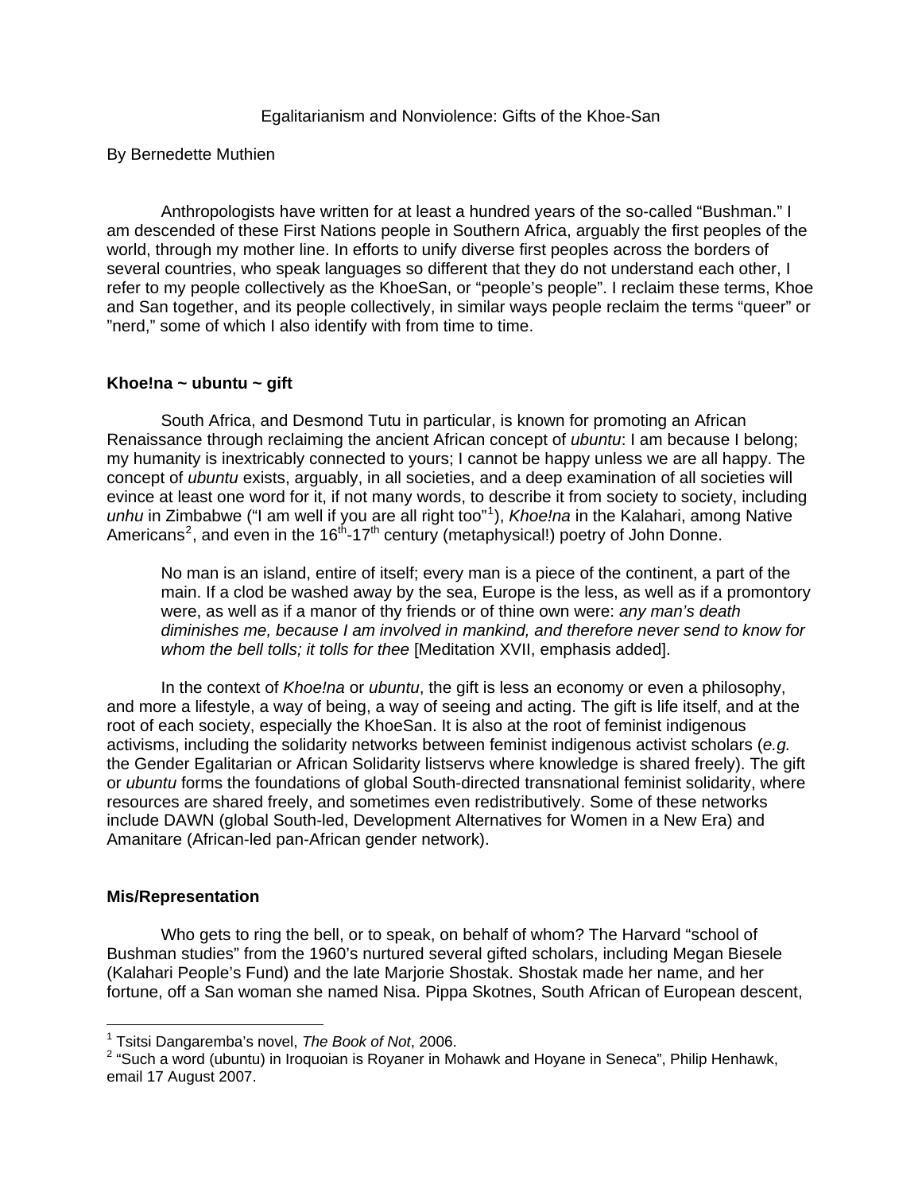# Egalitarianism and Nonviolence: Gifts of the Khoe-San

By Bernedette Muthien

Anthropologists have written for at least a hundred years of the so-called "Bushman." I am descended of these First Nations people in Southern Africa, arguably the first peoples of the world, through my mother line. In efforts to unify diverse first peoples across the borders of several countries, who speak languages so different that they do not understand each other, I refer to my people collectively as the KhoeSan, or "people's people". I reclaim these terms, Khoe and San together, and its people collectively, in similar ways people reclaim the terms "queer" or "nerd," some of which I also identify with from time to time.

## Khoe!na ~ ubuntu ~ gift

South Africa, and Desmond Tutu in particular, is known for promoting an African Renaissance through reclaiming the ancient African concept of *ubuntu*: I am because I belong; my humanity is inextricably connected to yours; I cannot be happy unless we are all happy. The concept of *ubuntu* exists, arguably, in all societies, and a deep examination of all societies will evince at least one word for it, if not many words, to describe it from society to society, including *unhu* in Zimbabwe ("I am well if you are all right too"[1]), *Khoe!na* in the Kalahari, among Native Americans[2], and even in the 16th-17th century (metaphysical!) poetry of John Donne.

> No man is an island, entire of itself; every man is a piece of the continent, a part of the main. If a clod be washed away by the sea, Europe is the less, as well as if a promontory were, as well as if a manor of thy friends or of thine own were: *any man's death diminishes me, because I am involved in mankind, and therefore never send to know for whom the bell tolls; it tolls for thee* [Meditation XVII, emphasis added].

In the context of *Khoe!na* or *ubuntu*, the gift is less an economy or even a philosophy, and more a lifestyle, a way of being, a way of seeing and acting. The gift is life itself, and at the root of each society, especially the KhoeSan. It is also at the root of feminist indigenous activisms, including the solidarity networks between feminist indigenous activist scholars (*e.g.* the Gender Egalitarian or African Solidarity listservs where knowledge is shared freely). The gift or *ubuntu* forms the foundations of global South-directed transnational feminist solidarity, where resources are shared freely, and sometimes even redistributively. Some of these networks include DAWN (global South-led, Development Alternatives for Women in a New Era) and Amanitare (African-led pan-African gender network).

## Mis/Representation

Who gets to ring the bell, or to speak, on behalf of whom? The Harvard "school of Bushman studies" from the 1960's nurtured several gifted scholars, including Megan Biesele (Kalahari People's Fund) and the late Marjorie Shostak. Shostak made her name, and her fortune, off a San woman she named Nisa. Pippa Skotnes, South African of European descent,

---

[1] Tsitsi Dangaremba's novel, *The Book of Not*, 2006.

[2] "Such a word (ubuntu) in Iroquoian is Royaner in Mohawk and Hoyane in Seneca", Philip Henhawk, email 17 August 2007.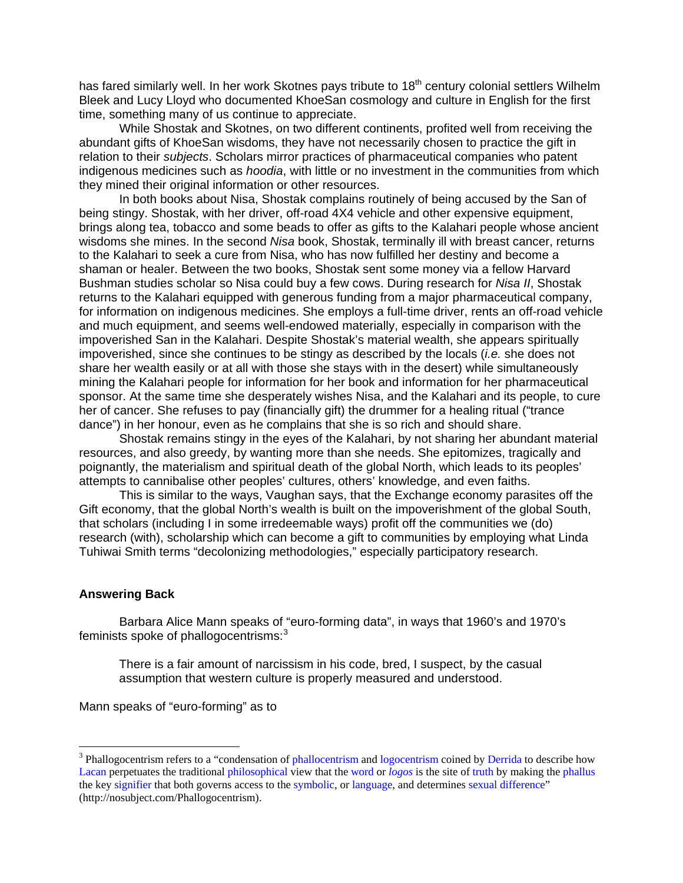has fared similarly well. In her work Skotnes pays tribute to 18th century colonial settlers Wilhelm Bleek and Lucy Lloyd who documented KhoeSan cosmology and culture in English for the first time, something many of us continue to appreciate.

While Shostak and Skotnes, on two different continents, profited well from receiving the abundant gifts of KhoeSan wisdoms, they have not necessarily chosen to practice the gift in relation to their *subjects*. Scholars mirror practices of pharmaceutical companies who patent indigenous medicines such as *hoodia*, with little or no investment in the communities from which they mined their original information or other resources.

In both books about Nisa, Shostak complains routinely of being accused by the San of being stingy. Shostak, with her driver, off-road 4X4 vehicle and other expensive equipment, brings along tea, tobacco and some beads to offer as gifts to the Kalahari people whose ancient wisdoms she mines. In the second *Nisa* book, Shostak, terminally ill with breast cancer, returns to the Kalahari to seek a cure from Nisa, who has now fulfilled her destiny and become a shaman or healer. Between the two books, Shostak sent some money via a fellow Harvard Bushman studies scholar so Nisa could buy a few cows. During research for *Nisa II*, Shostak returns to the Kalahari equipped with generous funding from a major pharmaceutical company, for information on indigenous medicines. She employs a full-time driver, rents an off-road vehicle and much equipment, and seems well-endowed materially, especially in comparison with the impoverished San in the Kalahari. Despite Shostak's material wealth, she appears spiritually impoverished, since she continues to be stingy as described by the locals (*i.e.* she does not share her wealth easily or at all with those she stays with in the desert) while simultaneously mining the Kalahari people for information for her book and information for her pharmaceutical sponsor. At the same time she desperately wishes Nisa, and the Kalahari and its people, to cure her of cancer. She refuses to pay (financially gift) the drummer for a healing ritual ("trance dance") in her honour, even as he complains that she is so rich and should share.

Shostak remains stingy in the eyes of the Kalahari, by not sharing her abundant material resources, and also greedy, by wanting more than she needs. She epitomizes, tragically and poignantly, the materialism and spiritual death of the global North, which leads to its peoples' attempts to cannibalise other peoples' cultures, others' knowledge, and even faiths.

This is similar to the ways, Vaughan says, that the Exchange economy parasites off the Gift economy, that the global North's wealth is built on the impoverishment of the global South, that scholars (including I in some irredeemable ways) profit off the communities we (do) research (with), scholarship which can become a gift to communities by employing what Linda Tuhiwai Smith terms "decolonizing methodologies," especially participatory research.

### Answering Back

Barbara Alice Mann speaks of "euro-forming data", in ways that 1960's and 1970's feminists spoke of phallogocentrisms:[3]

> There is a fair amount of narcissism in his code, bred, I suspect, by the casual assumption that western culture is properly measured and understood.

Mann speaks of "euro-forming" as to

[3] Phallogocentrism refers to a "condensation of phallocentrism and logocentrism coined by Derrida to describe how Lacan perpetuates the traditional philosophical view that the word or *logos* is the site of truth by making the phallus the key signifier that both governs access to the symbolic, or language, and determines sexual difference" (http://nosubject.com/Phallogocentrism).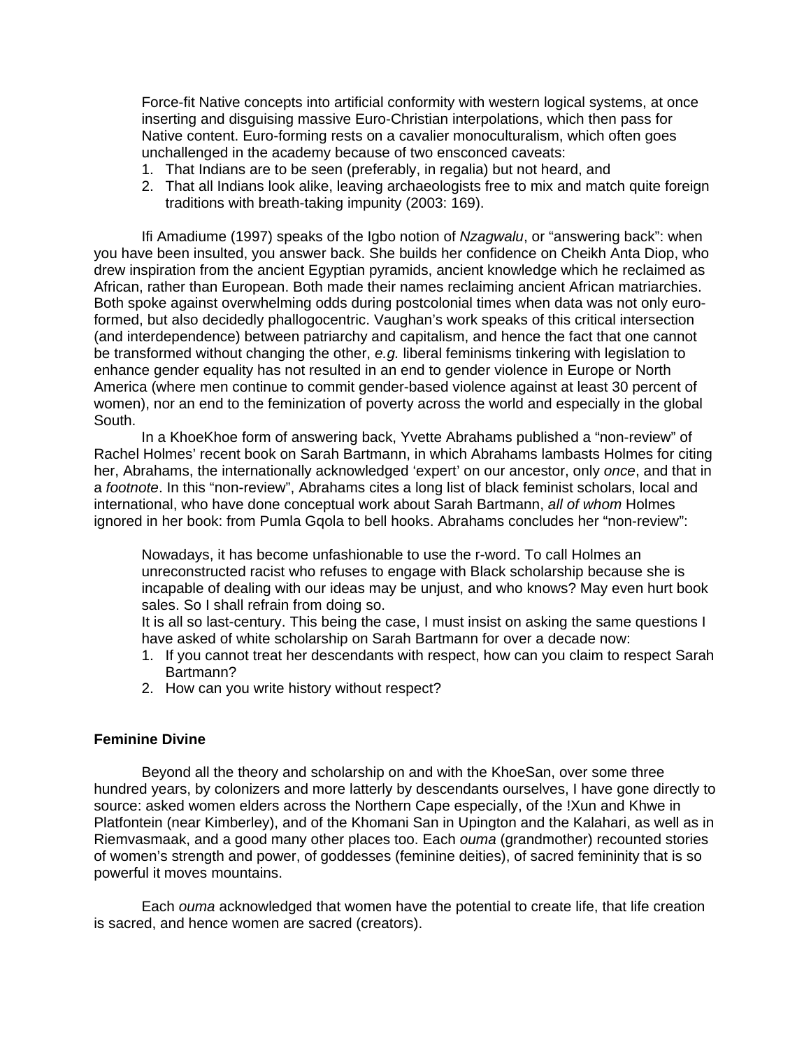> Force-fit Native concepts into artificial conformity with western logical systems, at once inserting and disguising massive Euro-Christian interpolations, which then pass for Native content. Euro-forming rests on a cavalier monoculturalism, which often goes unchallenged in the academy because of two ensconced caveats:
>
> 1. That Indians are to be seen (preferably, in regalia) but not heard, and
> 2. That all Indians look alike, leaving archaeologists free to mix and match quite foreign traditions with breath-taking impunity (2003: 169).

Ifi Amadiume (1997) speaks of the Igbo notion of *Nzagwalu*, or "answering back": when you have been insulted, you answer back. She builds her confidence on Cheikh Anta Diop, who drew inspiration from the ancient Egyptian pyramids, ancient knowledge which he reclaimed as African, rather than European. Both made their names reclaiming ancient African matriarchies. Both spoke against overwhelming odds during postcolonial times when data was not only euro-formed, but also decidedly phallogocentric. Vaughan's work speaks of this critical intersection (and interdependence) between patriarchy and capitalism, and hence the fact that one cannot be transformed without changing the other, *e.g.* liberal feminisms tinkering with legislation to enhance gender equality has not resulted in an end to gender violence in Europe or North America (where men continue to commit gender-based violence against at least 30 percent of women), nor an end to the feminization of poverty across the world and especially in the global South.

In a KhoeKhoe form of answering back, Yvette Abrahams published a "non-review" of Rachel Holmes' recent book on Sarah Bartmann, in which Abrahams lambasts Holmes for citing her, Abrahams, the internationally acknowledged 'expert' on our ancestor, only *once*, and that in a *footnote*. In this "non-review", Abrahams cites a long list of black feminist scholars, local and international, who have done conceptual work about Sarah Bartmann, *all of whom* Holmes ignored in her book: from Pumla Gqola to bell hooks. Abrahams concludes her "non-review":

> Nowadays, it has become unfashionable to use the r-word. To call Holmes an unreconstructed racist who refuses to engage with Black scholarship because she is incapable of dealing with our ideas may be unjust, and who knows? May even hurt book sales. So I shall refrain from doing so.
>
> It is all so last-century. This being the case, I must insist on asking the same questions I have asked of white scholarship on Sarah Bartmann for over a decade now:
>
> 1. If you cannot treat her descendants with respect, how can you claim to respect Sarah Bartmann?
> 2. How can you write history without respect?

## Feminine Divine

Beyond all the theory and scholarship on and with the KhoeSan, over some three hundred years, by colonizers and more latterly by descendants ourselves, I have gone directly to source: asked women elders across the Northern Cape especially, of the !Xun and Khwe in Platfontein (near Kimberley), and of the Khomani San in Upington and the Kalahari, as well as in Riemvasmaak, and a good many other places too. Each *ouma* (grandmother) recounted stories of women's strength and power, of goddesses (feminine deities), of sacred femininity that is so powerful it moves mountains.

Each *ouma* acknowledged that women have the potential to create life, that life creation is sacred, and hence women are sacred (creators).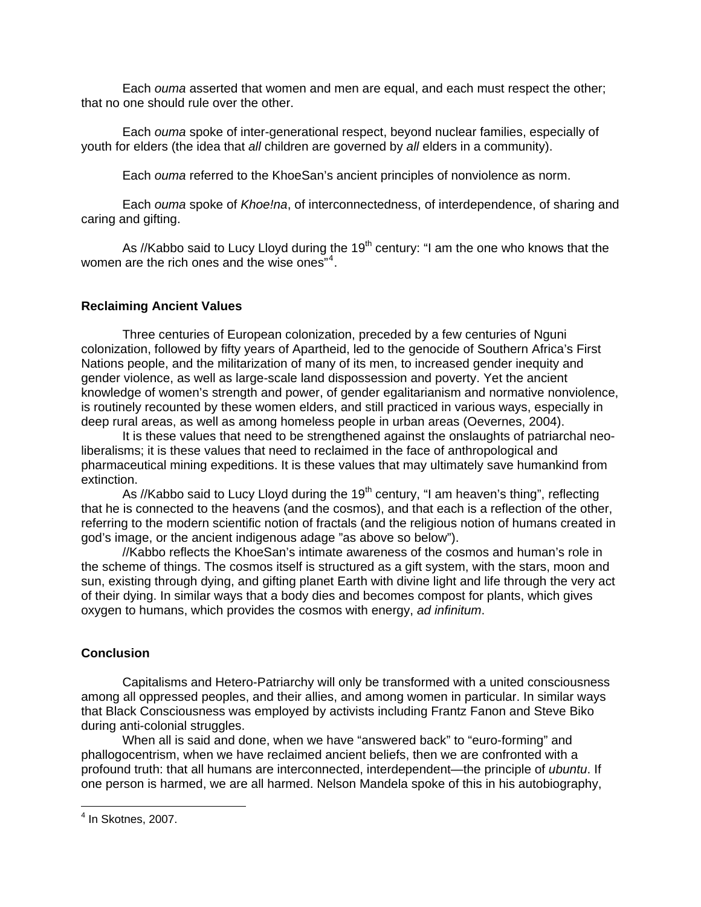Each *ouma* asserted that women and men are equal, and each must respect the other; that no one should rule over the other.

Each *ouma* spoke of inter-generational respect, beyond nuclear families, especially of youth for elders (the idea that *all* children are governed by *all* elders in a community).

Each *ouma* referred to the KhoeSan's ancient principles of nonviolence as norm.

Each *ouma* spoke of *Khoe!na*, of interconnectedness, of interdependence, of sharing and caring and gifting.

As //Kabbo said to Lucy Lloyd during the 19th century: "I am the one who knows that the women are the rich ones and the wise ones"[4].

**Reclaiming Ancient Values**

Three centuries of European colonization, preceded by a few centuries of Nguni colonization, followed by fifty years of Apartheid, led to the genocide of Southern Africa's First Nations people, and the militarization of many of its men, to increased gender inequity and gender violence, as well as large-scale land dispossession and poverty. Yet the ancient knowledge of women's strength and power, of gender egalitarianism and normative nonviolence, is routinely recounted by these women elders, and still practiced in various ways, especially in deep rural areas, as well as among homeless people in urban areas (Oevernes, 2004).

It is these values that need to be strengthened against the onslaughts of patriarchal neo-liberalisms; it is these values that need to reclaimed in the face of anthropological and pharmaceutical mining expeditions. It is these values that may ultimately save humankind from extinction.

As //Kabbo said to Lucy Lloyd during the 19th century, "I am heaven's thing", reflecting that he is connected to the heavens (and the cosmos), and that each is a reflection of the other, referring to the modern scientific notion of fractals (and the religious notion of humans created in god's image, or the ancient indigenous adage "as above so below").

//Kabbo reflects the KhoeSan's intimate awareness of the cosmos and human's role in the scheme of things. The cosmos itself is structured as a gift system, with the stars, moon and sun, existing through dying, and gifting planet Earth with divine light and life through the very act of their dying. In similar ways that a body dies and becomes compost for plants, which gives oxygen to humans, which provides the cosmos with energy, *ad infinitum*.

**Conclusion**

Capitalisms and Hetero-Patriarchy will only be transformed with a united consciousness among all oppressed peoples, and their allies, and among women in particular. In similar ways that Black Consciousness was employed by activists including Frantz Fanon and Steve Biko during anti-colonial struggles.

When all is said and done, when we have "answered back" to "euro-forming" and phallogocentrism, when we have reclaimed ancient beliefs, then we are confronted with a profound truth: that all humans are interconnected, interdependent—the principle of *ubuntu*. If one person is harmed, we are all harmed. Nelson Mandela spoke of this in his autobiography,

[4] In Skotnes, 2007.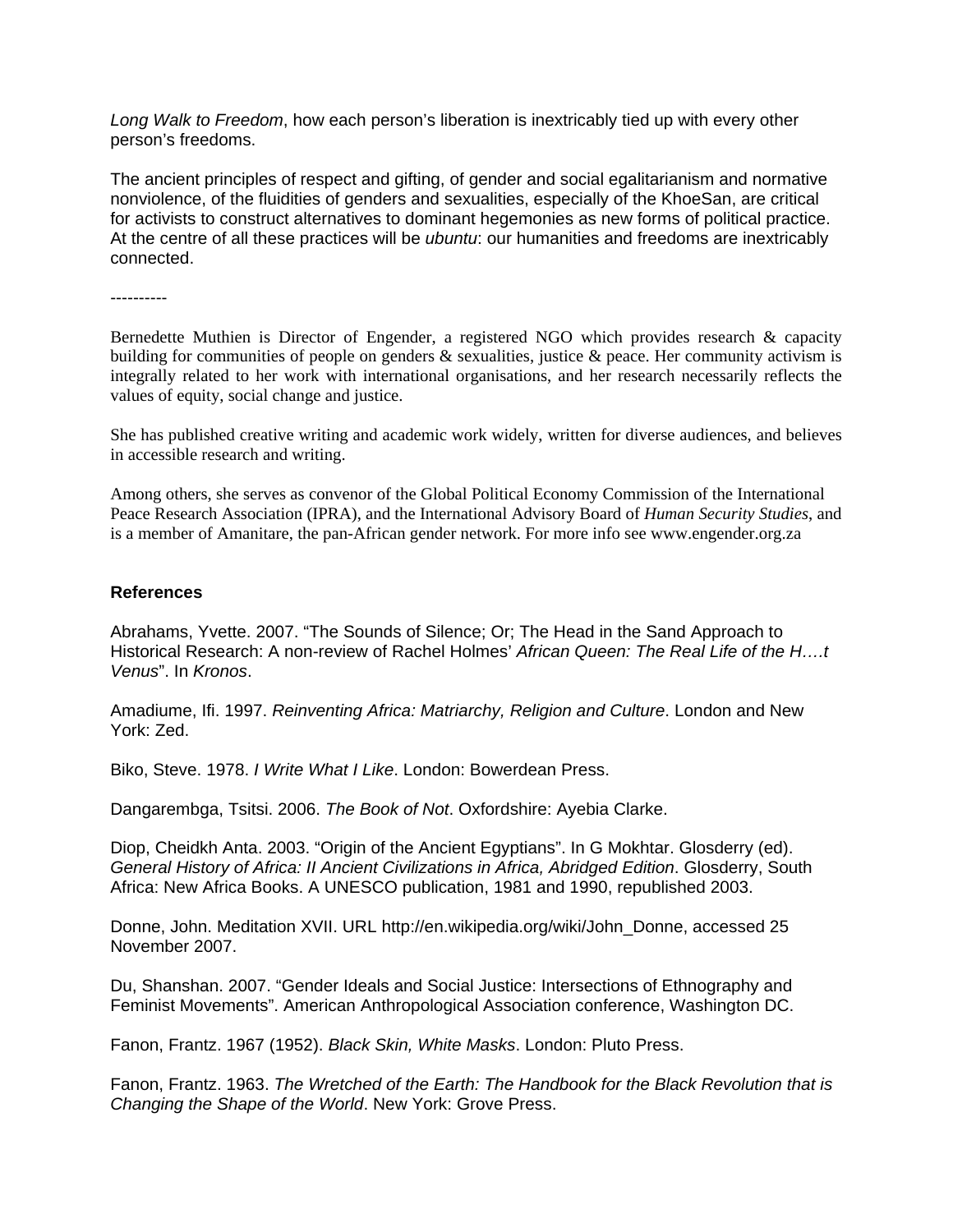*Long Walk to Freedom*, how each person's liberation is inextricably tied up with every other person's freedoms.

The ancient principles of respect and gifting, of gender and social egalitarianism and normative nonviolence, of the fluidities of genders and sexualities, especially of the KhoeSan, are critical for activists to construct alternatives to dominant hegemonies as new forms of political practice. At the centre of all these practices will be *ubuntu*: our humanities and freedoms are inextricably connected.

----------

Bernedette Muthien is Director of Engender, a registered NGO which provides research & capacity building for communities of people on genders & sexualities, justice & peace. Her community activism is integrally related to her work with international organisations, and her research necessarily reflects the values of equity, social change and justice.

She has published creative writing and academic work widely, written for diverse audiences, and believes in accessible research and writing.

Among others, she serves as convenor of the Global Political Economy Commission of the International Peace Research Association (IPRA), and the International Advisory Board of *Human Security Studies*, and is a member of Amanitare, the pan-African gender network. For more info see www.engender.org.za

**References**

Abrahams, Yvette. 2007. "The Sounds of Silence; Or; The Head in the Sand Approach to Historical Research: A non-review of Rachel Holmes' *African Queen: The Real Life of the H….t Venus*". In *Kronos*.

Amadiume, Ifi. 1997. *Reinventing Africa: Matriarchy, Religion and Culture*. London and New York: Zed.

Biko, Steve. 1978. *I Write What I Like*. London: Bowerdean Press.

Dangarembga, Tsitsi. 2006. *The Book of Not*. Oxfordshire: Ayebia Clarke.

Diop, Cheidkh Anta. 2003. "Origin of the Ancient Egyptians". In G Mokhtar. Glosderry (ed). *General History of Africa: II Ancient Civilizations in Africa, Abridged Edition*. Glosderry, South Africa: New Africa Books. A UNESCO publication, 1981 and 1990, republished 2003.

Donne, John. Meditation XVII. URL http://en.wikipedia.org/wiki/John_Donne, accessed 25 November 2007.

Du, Shanshan. 2007. "Gender Ideals and Social Justice: Intersections of Ethnography and Feminist Movements". American Anthropological Association conference, Washington DC.

Fanon, Frantz. 1967 (1952). *Black Skin, White Masks*. London: Pluto Press.

Fanon, Frantz. 1963. *The Wretched of the Earth: The Handbook for the Black Revolution that is Changing the Shape of the World*. New York: Grove Press.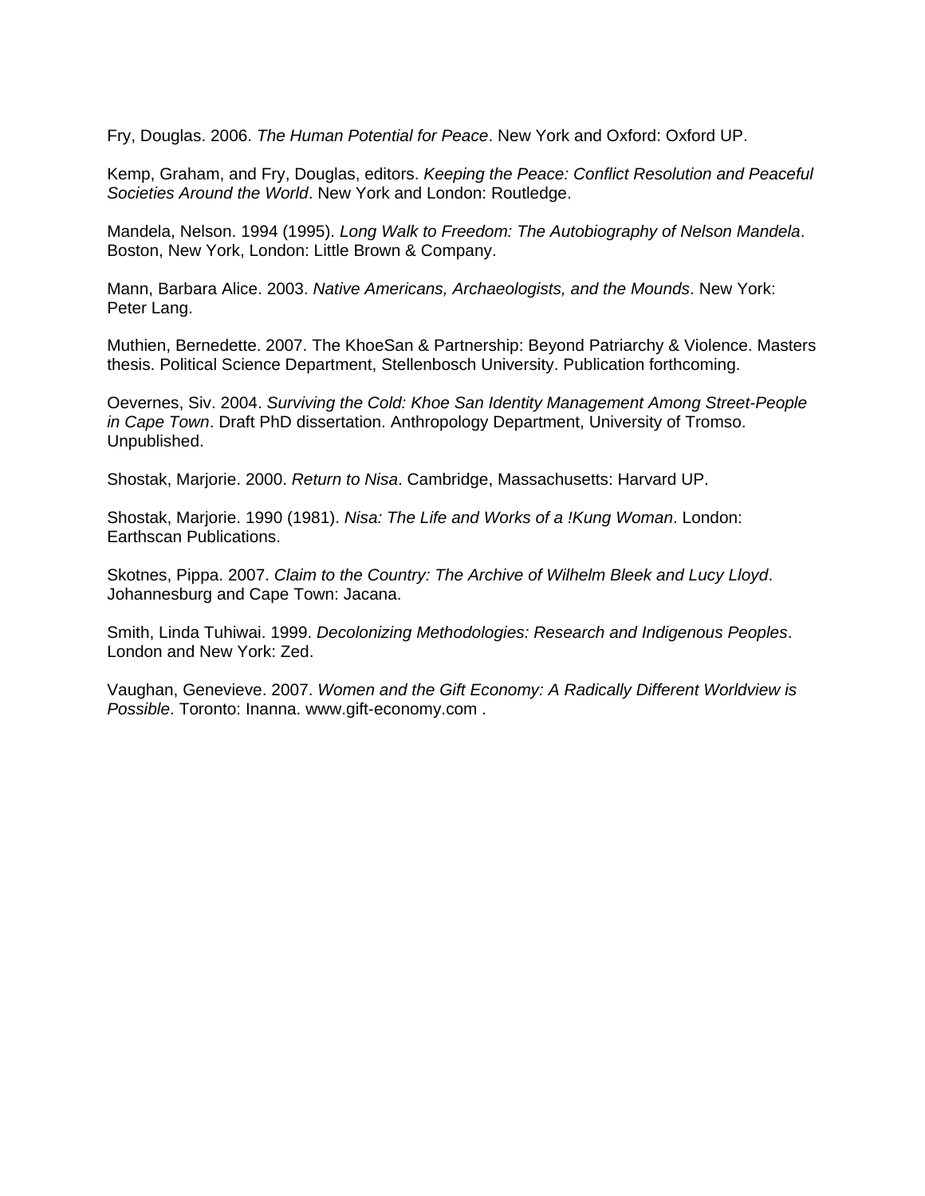Fry, Douglas. 2006. *The Human Potential for Peace*. New York and Oxford: Oxford UP.

Kemp, Graham, and Fry, Douglas, editors. *Keeping the Peace: Conflict Resolution and Peaceful Societies Around the World*. New York and London: Routledge.

Mandela, Nelson. 1994 (1995). *Long Walk to Freedom: The Autobiography of Nelson Mandela*. Boston, New York, London: Little Brown & Company.

Mann, Barbara Alice. 2003. *Native Americans, Archaeologists, and the Mounds*. New York: Peter Lang.

Muthien, Bernedette. 2007. The KhoeSan & Partnership: Beyond Patriarchy & Violence. Masters thesis. Political Science Department, Stellenbosch University. Publication forthcoming.

Oevernes, Siv. 2004. *Surviving the Cold: Khoe San Identity Management Among Street-People in Cape Town*. Draft PhD dissertation. Anthropology Department, University of Tromso. Unpublished.

Shostak, Marjorie. 2000. *Return to Nisa*. Cambridge, Massachusetts: Harvard UP.

Shostak, Marjorie. 1990 (1981). *Nisa: The Life and Works of a !Kung Woman*. London: Earthscan Publications.

Skotnes, Pippa. 2007. *Claim to the Country: The Archive of Wilhelm Bleek and Lucy Lloyd*. Johannesburg and Cape Town: Jacana.

Smith, Linda Tuhiwai. 1999. *Decolonizing Methodologies: Research and Indigenous Peoples*. London and New York: Zed.

Vaughan, Genevieve. 2007. *Women and the Gift Economy: A Radically Different Worldview is Possible*. Toronto: Inanna. www.gift-economy.com .